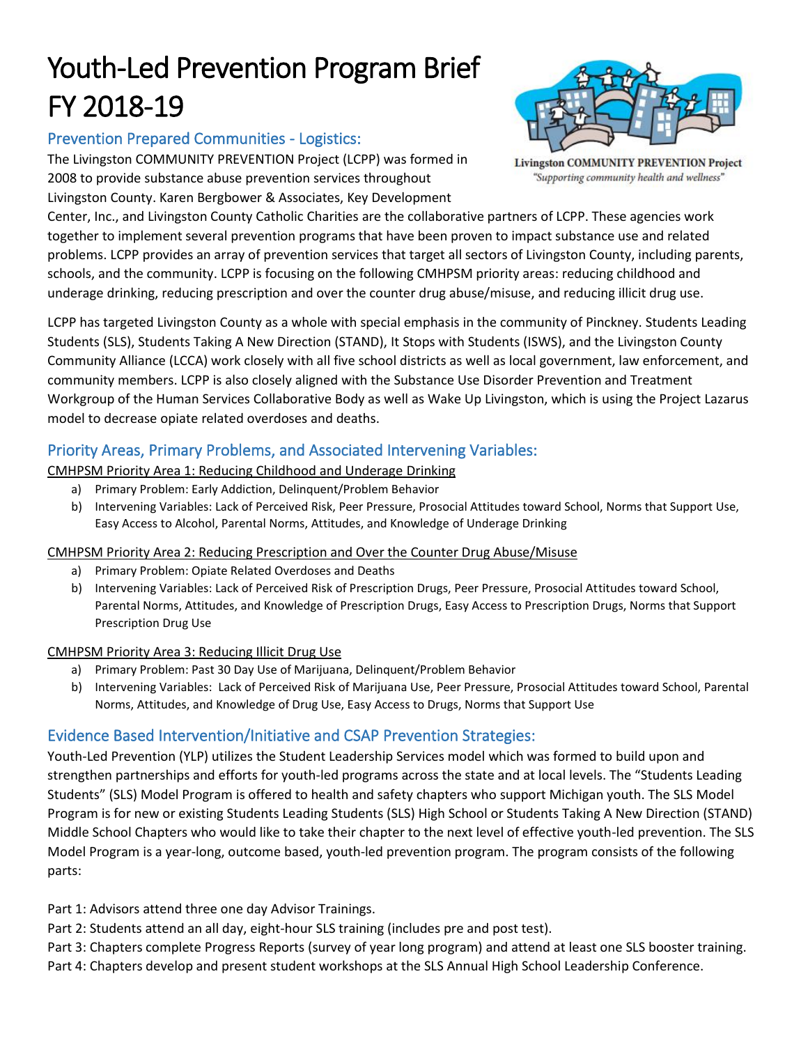# Youth-Led Prevention Program Brief FY 2018-19

Livingston COMMUNITY PREVENTION Project
*"Supporting community health and wellness"*

## Prevention Prepared Communities - Logistics:

The Livingston COMMUNITY PREVENTION Project (LCPP) was formed in 2008 to provide substance abuse prevention services throughout Livingston County. Karen Bergbower & Associates, Key Development Center, Inc., and Livingston County Catholic Charities are the collaborative partners of LCPP. These agencies work together to implement several prevention programs that have been proven to impact substance use and related problems. LCPP provides an array of prevention services that target all sectors of Livingston County, including parents, schools, and the community. LCPP is focusing on the following CMHPSM priority areas: reducing childhood and underage drinking, reducing prescription and over the counter drug abuse/misuse, and reducing illicit drug use.

LCPP has targeted Livingston County as a whole with special emphasis in the community of Pinckney. Students Leading Students (SLS), Students Taking A New Direction (STAND), It Stops with Students (ISWS), and the Livingston County Community Alliance (LCCA) work closely with all five school districts as well as local government, law enforcement, and community members. LCPP is also closely aligned with the Substance Use Disorder Prevention and Treatment Workgroup of the Human Services Collaborative Body as well as Wake Up Livingston, which is using the Project Lazarus model to decrease opiate related overdoses and deaths.

## Priority Areas, Primary Problems, and Associated Intervening Variables:

<u>CMHPSM Priority Area 1: Reducing Childhood and Underage Drinking</u>

a) Primary Problem: Early Addiction, Delinquent/Problem Behavior
b) Intervening Variables: Lack of Perceived Risk, Peer Pressure, Prosocial Attitudes toward School, Norms that Support Use, Easy Access to Alcohol, Parental Norms, Attitudes, and Knowledge of Underage Drinking

<u>CMHPSM Priority Area 2: Reducing Prescription and Over the Counter Drug Abuse/Misuse</u>

a) Primary Problem: Opiate Related Overdoses and Deaths
b) Intervening Variables: Lack of Perceived Risk of Prescription Drugs, Peer Pressure, Prosocial Attitudes toward School, Parental Norms, Attitudes, and Knowledge of Prescription Drugs, Easy Access to Prescription Drugs, Norms that Support Prescription Drug Use

<u>CMHPSM Priority Area 3: Reducing Illicit Drug Use</u>

a) Primary Problem: Past 30 Day Use of Marijuana, Delinquent/Problem Behavior
b) Intervening Variables: Lack of Perceived Risk of Marijuana Use, Peer Pressure, Prosocial Attitudes toward School, Parental Norms, Attitudes, and Knowledge of Drug Use, Easy Access to Drugs, Norms that Support Use

## Evidence Based Intervention/Initiative and CSAP Prevention Strategies:

Youth-Led Prevention (YLP) utilizes the Student Leadership Services model which was formed to build upon and strengthen partnerships and efforts for youth-led programs across the state and at local levels. The "Students Leading Students" (SLS) Model Program is offered to health and safety chapters who support Michigan youth. The SLS Model Program is for new or existing Students Leading Students (SLS) High School or Students Taking A New Direction (STAND) Middle School Chapters who would like to take their chapter to the next level of effective youth-led prevention. The SLS Model Program is a year-long, outcome based, youth-led prevention program. The program consists of the following parts:

Part 1: Advisors attend three one day Advisor Trainings.
Part 2: Students attend an all day, eight-hour SLS training (includes pre and post test).
Part 3: Chapters complete Progress Reports (survey of year long program) and attend at least one SLS booster training.
Part 4: Chapters develop and present student workshops at the SLS Annual High School Leadership Conference.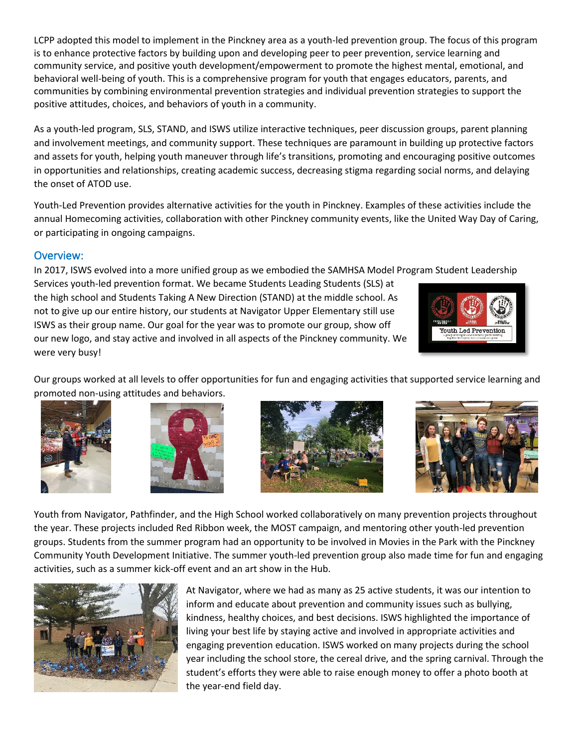LCPP adopted this model to implement in the Pinckney area as a youth-led prevention group. The focus of this program is to enhance protective factors by building upon and developing peer to peer prevention, service learning and community service, and positive youth development/empowerment to promote the highest mental, emotional, and behavioral well-being of youth. This is a comprehensive program for youth that engages educators, parents, and communities by combining environmental prevention strategies and individual prevention strategies to support the positive attitudes, choices, and behaviors of youth in a community.

As a youth-led program, SLS, STAND, and ISWS utilize interactive techniques, peer discussion groups, parent planning and involvement meetings, and community support. These techniques are paramount in building up protective factors and assets for youth, helping youth maneuver through life's transitions, promoting and encouraging positive outcomes in opportunities and relationships, creating academic success, decreasing stigma regarding social norms, and delaying the onset of ATOD use.

Youth-Led Prevention provides alternative activities for the youth in Pinckney. Examples of these activities include the annual Homecoming activities, collaboration with other Pinckney community events, like the United Way Day of Caring, or participating in ongoing campaigns.

## Overview:

In 2017, ISWS evolved into a more unified group as we embodied the SAMHSA Model Program Student Leadership Services youth-led prevention format. We became Students Leading Students (SLS) at the high school and Students Taking A New Direction (STAND) at the middle school. As not to give up our entire history, our students at Navigator Upper Elementary still use ISWS as their group name. Our goal for the year was to promote our group, show off our new logo, and stay active and involved in all aspects of the Pinckney community. We were very busy!

Our groups worked at all levels to offer opportunities for fun and engaging activities that supported service learning and promoted non-using attitudes and behaviors.

Youth from Navigator, Pathfinder, and the High School worked collaboratively on many prevention projects throughout the year. These projects included Red Ribbon week, the MOST campaign, and mentoring other youth-led prevention groups. Students from the summer program had an opportunity to be involved in Movies in the Park with the Pinckney Community Youth Development Initiative. The summer youth-led prevention group also made time for fun and engaging activities, such as a summer kick-off event and an art show in the Hub.

At Navigator, where we had as many as 25 active students, it was our intention to inform and educate about prevention and community issues such as bullying, kindness, healthy choices, and best decisions. ISWS highlighted the importance of living your best life by staying active and involved in appropriate activities and engaging prevention education. ISWS worked on many projects during the school year including the school store, the cereal drive, and the spring carnival. Through the student's efforts they were able to raise enough money to offer a photo booth at the year-end field day.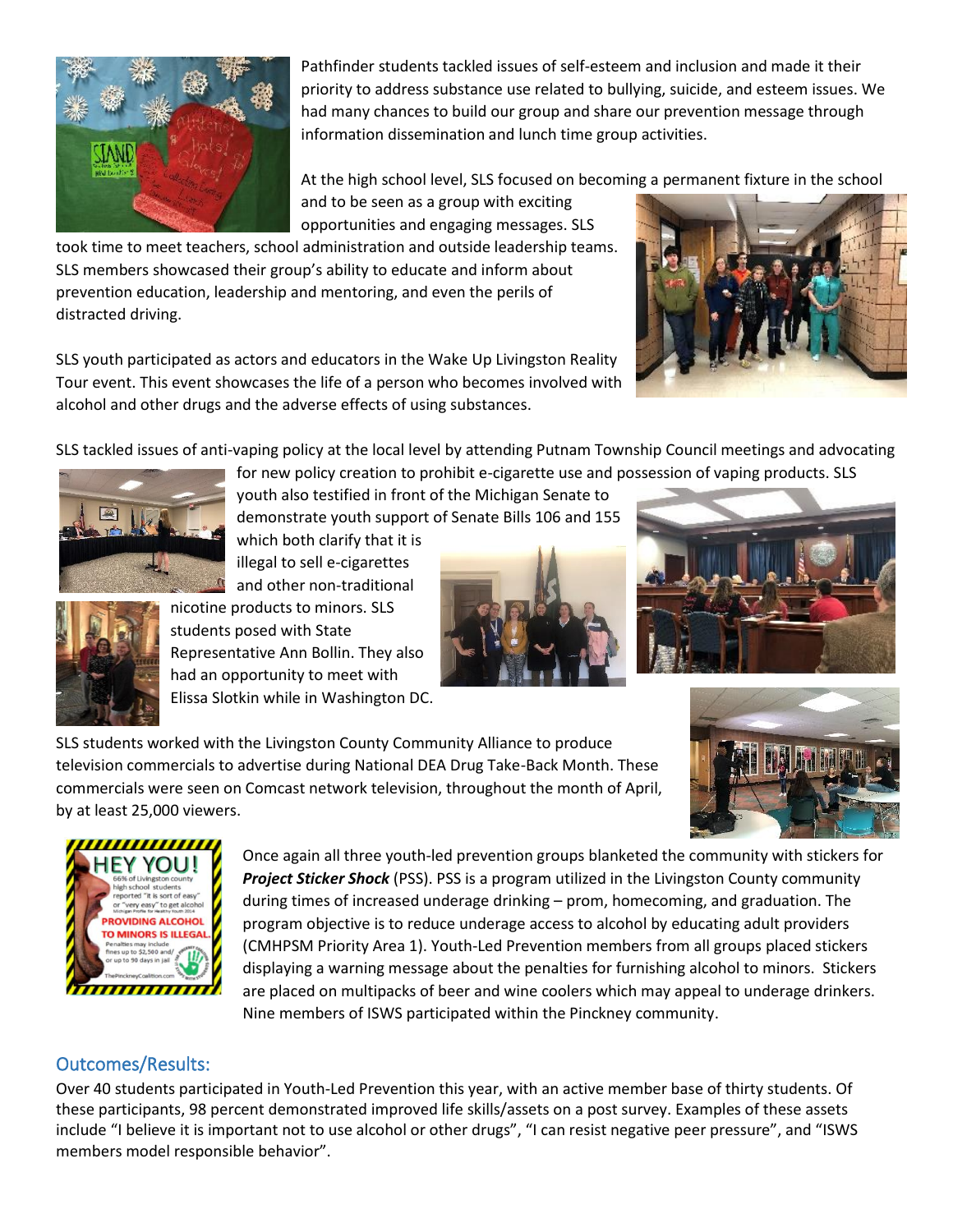Pathfinder students tackled issues of self-esteem and inclusion and made it their priority to address substance use related to bullying, suicide, and esteem issues. We had many chances to build our group and share our prevention message through information dissemination and lunch time group activities.

At the high school level, SLS focused on becoming a permanent fixture in the school and to be seen as a group with exciting opportunities and engaging messages. SLS took time to meet teachers, school administration and outside leadership teams. SLS members showcased their group's ability to educate and inform about prevention education, leadership and mentoring, and even the perils of distracted driving.

SLS youth participated as actors and educators in the Wake Up Livingston Reality Tour event. This event showcases the life of a person who becomes involved with alcohol and other drugs and the adverse effects of using substances.

SLS tackled issues of anti-vaping policy at the local level by attending Putnam Township Council meetings and advocating for new policy creation to prohibit e-cigarette use and possession of vaping products. SLS youth also testified in front of the Michigan Senate to demonstrate youth support of Senate Bills 106 and 155 which both clarify that it is illegal to sell e-cigarettes and other non-traditional nicotine products to minors. SLS students posed with State Representative Ann Bollin. They also had an opportunity to meet with Elissa Slotkin while in Washington DC.

SLS students worked with the Livingston County Community Alliance to produce television commercials to advertise during National DEA Drug Take-Back Month. These commercials were seen on Comcast network television, throughout the month of April, by at least 25,000 viewers.

Once again all three youth-led prevention groups blanketed the community with stickers for ***Project Sticker Shock*** (PSS). PSS is a program utilized in the Livingston County community during times of increased underage drinking – prom, homecoming, and graduation. The program objective is to reduce underage access to alcohol by educating adult providers (CMHPSM Priority Area 1). Youth-Led Prevention members from all groups placed stickers displaying a warning message about the penalties for furnishing alcohol to minors. Stickers are placed on multipacks of beer and wine coolers which may appeal to underage drinkers. Nine members of ISWS participated within the Pinckney community.

## Outcomes/Results:

Over 40 students participated in Youth-Led Prevention this year, with an active member base of thirty students. Of these participants, 98 percent demonstrated improved life skills/assets on a post survey. Examples of these assets include "I believe it is important not to use alcohol or other drugs", "I can resist negative peer pressure", and "ISWS members model responsible behavior".